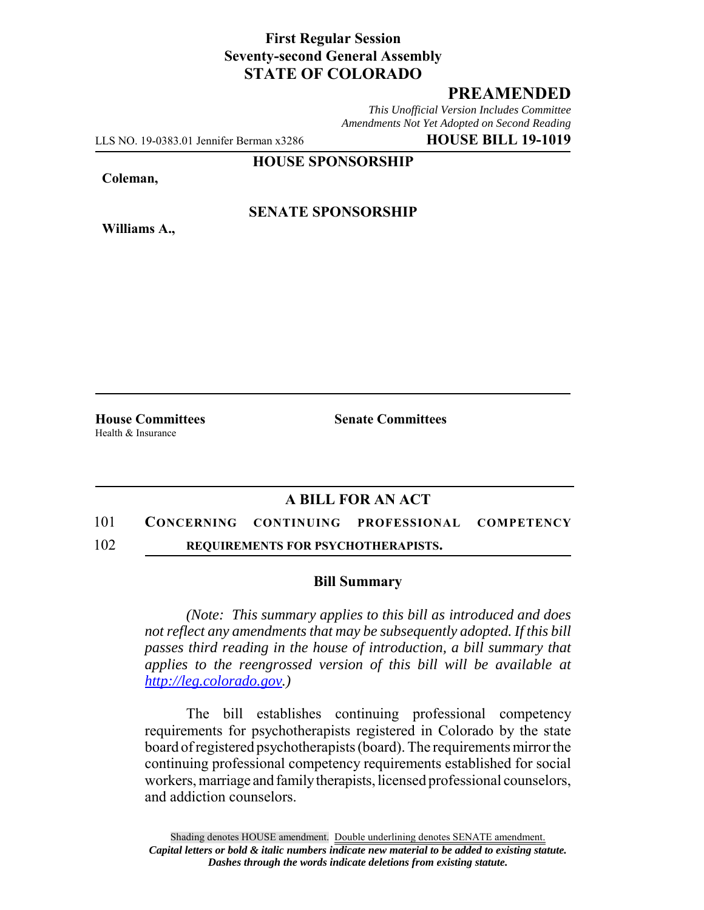**First Regular Session**
**Seventy-second General Assembly**
**STATE OF COLORADO**

# PREAMENDED

*This Unofficial Version Includes Committee Amendments Not Yet Adopted on Second Reading*

LLS NO. 19-0383.01 Jennifer Berman x3286 **HOUSE BILL 19-1019**

**HOUSE SPONSORSHIP**

**Coleman,**

**SENATE SPONSORSHIP**

**Williams A.,**

**House Committees**
Health & Insurance

**Senate Committees**

## A BILL FOR AN ACT

101 **CONCERNING CONTINUING PROFESSIONAL COMPETENCY**
102 **REQUIREMENTS FOR PSYCHOTHERAPISTS.**

### Bill Summary

*(Note: This summary applies to this bill as introduced and does not reflect any amendments that may be subsequently adopted. If this bill passes third reading in the house of introduction, a bill summary that applies to the reengrossed version of this bill will be available at http://leg.colorado.gov.)*

The bill establishes continuing professional competency requirements for psychotherapists registered in Colorado by the state board of registered psychotherapists (board). The requirements mirror the continuing professional competency requirements established for social workers, marriage and family therapists, licensed professional counselors, and addiction counselors.

Shading denotes HOUSE amendment. Double underlining denotes SENATE amendment.
***Capital letters or bold & italic numbers indicate new material to be added to existing statute.***
***Dashes through the words indicate deletions from existing statute.***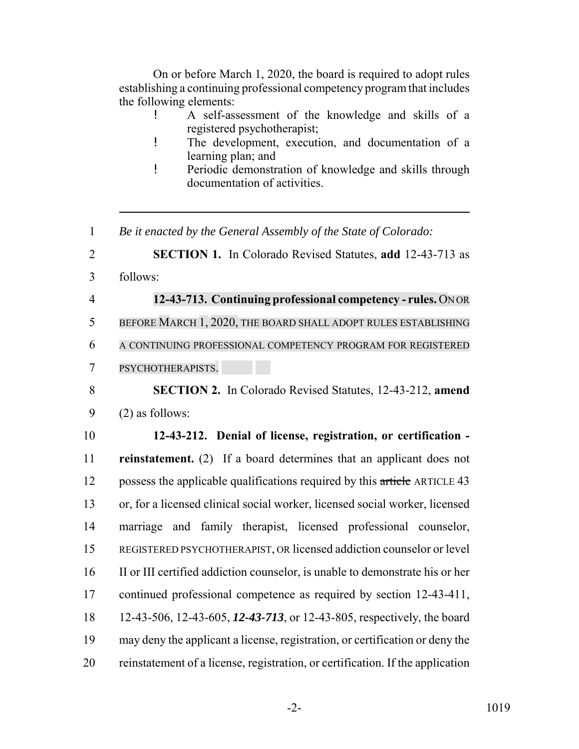On or before March 1, 2020, the board is required to adopt rules establishing a continuing professional competency program that includes the following elements:

- A self-assessment of the knowledge and skills of a registered psychotherapist;
- The development, execution, and documentation of a learning plan; and
- Periodic demonstration of knowledge and skills through documentation of activities.

---

1 *Be it enacted by the General Assembly of the State of Colorado:*

2 **SECTION 1.** In Colorado Revised Statutes, **add** 12-43-713 as
3 follows:

4 **12-43-713. Continuing professional competency - rules.** ON OR
5 BEFORE MARCH 1, 2020, THE BOARD SHALL ADOPT RULES ESTABLISHING
6 A CONTINUING PROFESSIONAL COMPETENCY PROGRAM FOR REGISTERED
7 PSYCHOTHERAPISTS.

8 **SECTION 2.** In Colorado Revised Statutes, 12-43-212, **amend**
9 (2) as follows:

10 **12-43-212. Denial of license, registration, or certification -**
11 **reinstatement.** (2) If a board determines that an applicant does not
12 possess the applicable qualifications required by this ~~article~~ ARTICLE 43
13 or, for a licensed clinical social worker, licensed social worker, licensed
14 marriage and family therapist, licensed professional counselor,
15 REGISTERED PSYCHOTHERAPIST, OR licensed addiction counselor or level
16 II or III certified addiction counselor, is unable to demonstrate his or her
17 continued professional competence as required by section 12-43-411,
18 12-43-506, 12-43-605, ***12-43-713***, or 12-43-805, respectively, the board
19 may deny the applicant a license, registration, or certification or deny the
20 reinstatement of a license, registration, or certification. If the application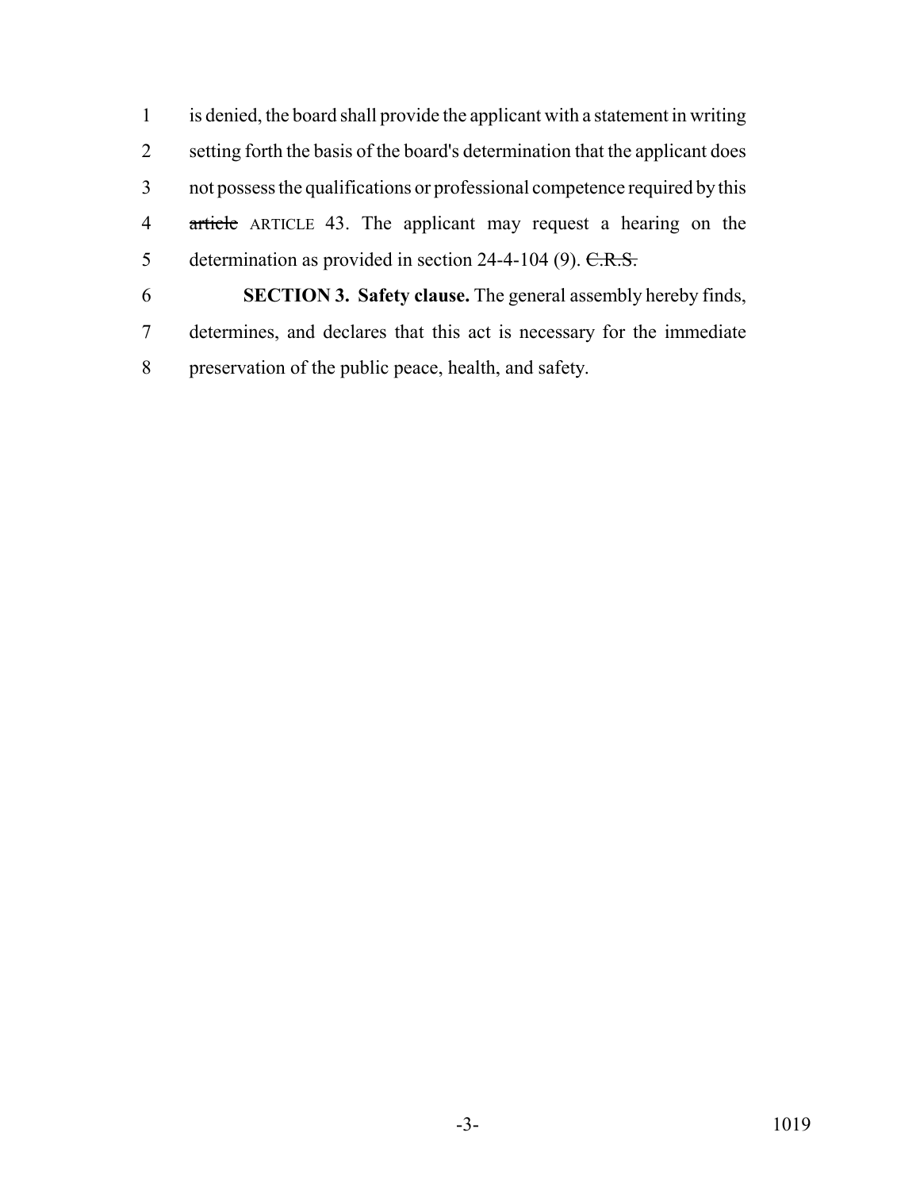is denied, the board shall provide the applicant with a statement in writing setting forth the basis of the board's determination that the applicant does not possess the qualifications or professional competence required by this ~~article~~ ARTICLE 43. The applicant may request a hearing on the determination as provided in section 24-4-104 (9). ~~C.R.S.~~

**SECTION 3. Safety clause.** The general assembly hereby finds, determines, and declares that this act is necessary for the immediate preservation of the public peace, health, and safety.